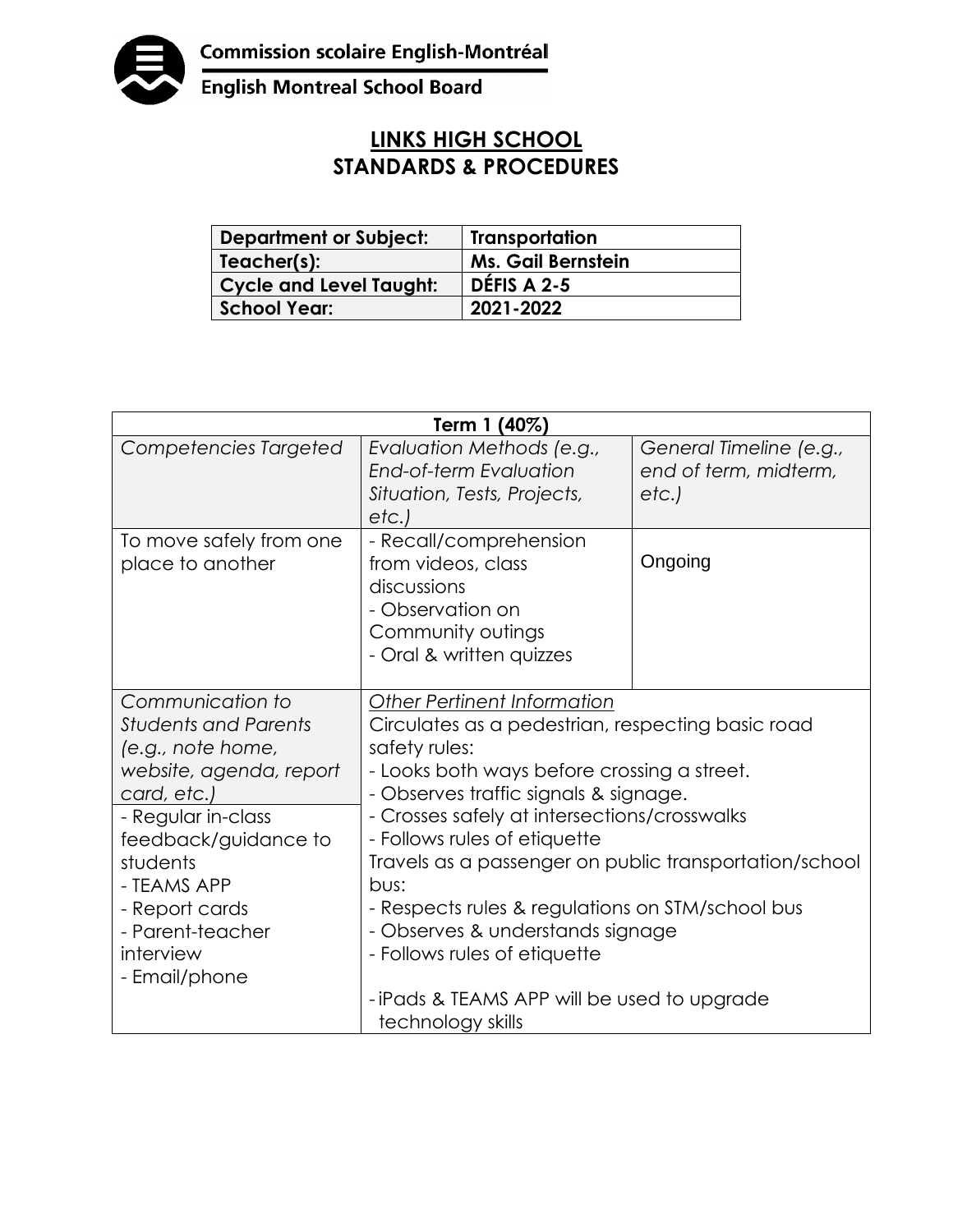Commission scolaire English-Montréal

English Montreal School Board

# LINKS HIGH SCHOOL
# STANDARDS & PROCEDURES

| Department or Subject: | Transportation |
|---|---|
| Teacher(s): | Ms. Gail Bernstein |
| Cycle and Level Taught: | DÉFIS A 2-5 |
| School Year: | 2021-2022 |

| Term 1 (40%) | | |
|---|---|---|
| *Competencies Targeted* | *Evaluation Methods (e.g., End-of-term Evaluation Situation, Tests, Projects, etc.)* | *General Timeline (e.g., end of term, midterm, etc.)* |
| To move safely from one place to another | - Recall/comprehension from videos, class discussions<br>- Observation on Community outings<br>- Oral & written quizzes | Ongoing |
| *Communication to Students and Parents (e.g., note home, website, agenda, report card, etc.)*<br>- Regular in-class feedback/guidance to students<br>- TEAMS APP<br>- Report cards<br>- Parent-teacher interview<br>- Email/phone | *Other Pertinent Information*<br>Circulates as a pedestrian, respecting basic road safety rules:<br>- Looks both ways before crossing a street.<br>- Observes traffic signals & signage.<br>- Crosses safely at intersections/crosswalks<br>- Follows rules of etiquette<br>Travels as a passenger on public transportation/school bus:<br>- Respects rules & regulations on STM/school bus<br>- Observes & understands signage<br>- Follows rules of etiquette<br><br>- iPads & TEAMS APP will be used to upgrade technology skills | |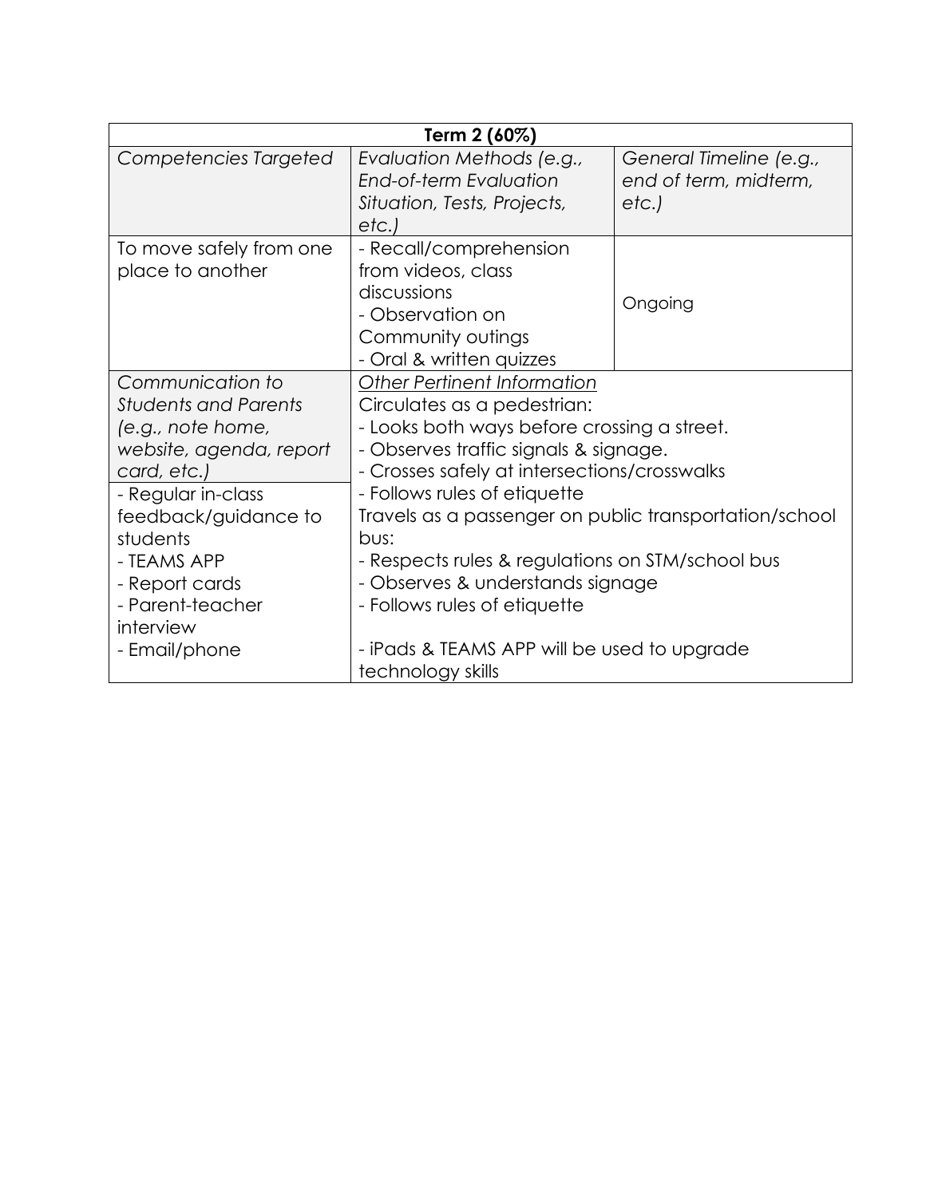<table>
<tr><th colspan="3">Term 2 (60%)</th></tr>
<tr><td><em>Competencies Targeted</em></td><td><em>Evaluation Methods (e.g., End-of-term Evaluation Situation, Tests, Projects, etc.)</em></td><td><em>General Timeline (e.g., end of term, midterm, etc.)</em></td></tr>
<tr><td>To move safely from one place to another</td><td>- Recall/comprehension from videos, class discussions<br>- Observation on Community outings<br>- Oral &amp; written quizzes</td><td>Ongoing</td></tr>
<tr><td><em>Communication to Students and Parents (e.g., note home, website, agenda, report card, etc.)</em><br>- Regular in-class feedback/guidance to students<br>- TEAMS APP<br>- Report cards<br>- Parent-teacher interview<br>- Email/phone</td><td colspan="2"><em><u>Other Pertinent Information</u></em><br>Circulates as a pedestrian:<br>- Looks both ways before crossing a street.<br>- Observes traffic signals &amp; signage.<br>- Crosses safely at intersections/crosswalks<br>- Follows rules of etiquette<br>Travels as a passenger on public transportation/school bus:<br>- Respects rules &amp; regulations on STM/school bus<br>- Observes &amp; understands signage<br>- Follows rules of etiquette<br><br>- iPads &amp; TEAMS APP will be used to upgrade technology skills</td></tr>
</table>